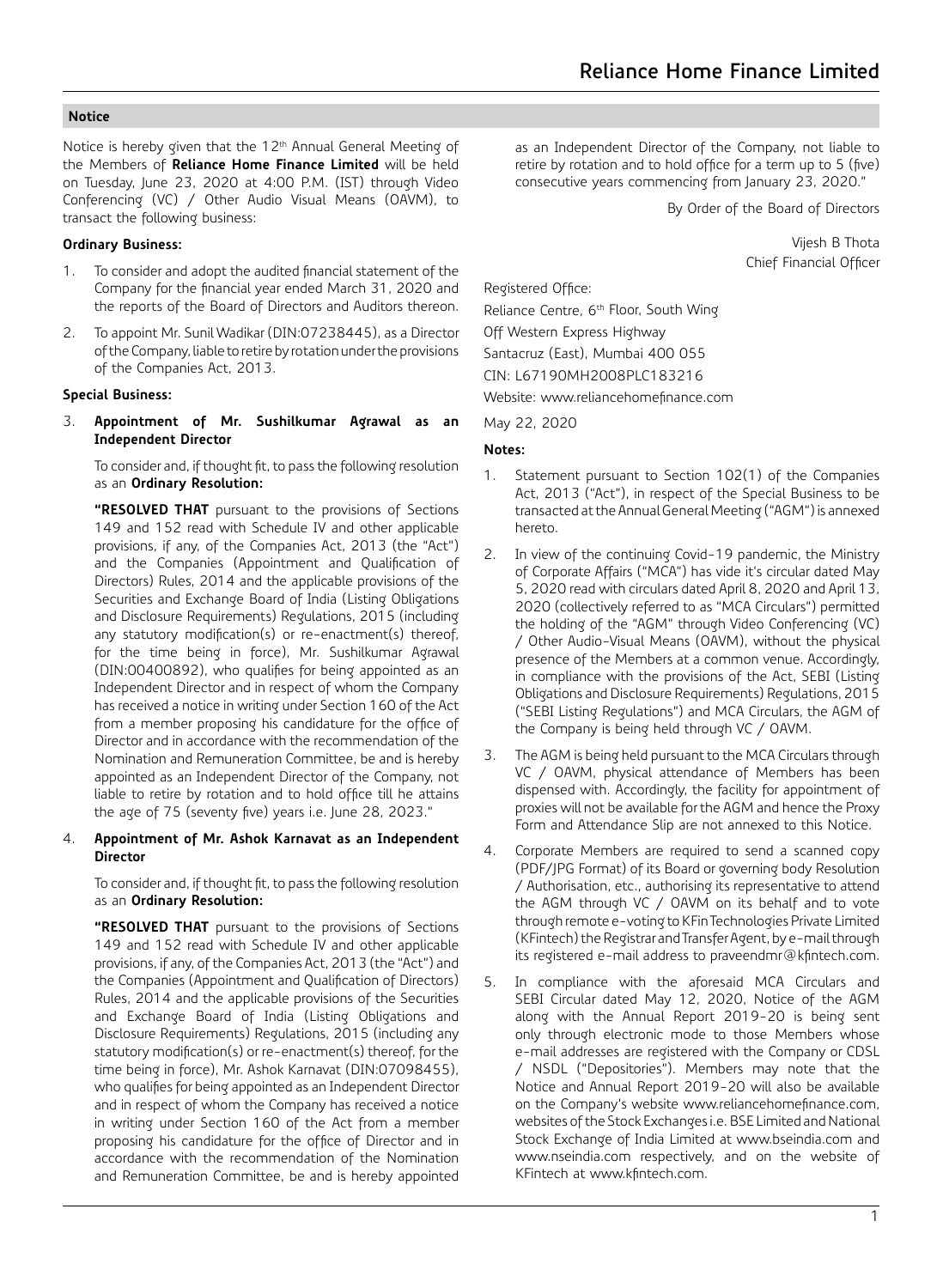## Notice

Notice is hereby given that the 12th Annual General Meeting of the Members of **Reliance Home Finance Limited** will be held on Tuesday, June 23, 2020 at 4:00 P.M. (IST) through Video Conferencing (VC) / Other Audio Visual Means (OAVM), to transact the following business:

**Ordinary Business:**

1. To consider and adopt the audited financial statement of the Company for the financial year ended March 31, 2020 and the reports of the Board of Directors and Auditors thereon.
2. To appoint Mr. Sunil Wadikar (DIN:07238445), as a Director of the Company, liable to retire by rotation under the provisions of the Companies Act, 2013.

**Special Business:**

3. **Appointment of Mr. Sushilkumar Agrawal as an Independent Director**

   To consider and, if thought fit, to pass the following resolution as an **Ordinary Resolution:**

   **"RESOLVED THAT** pursuant to the provisions of Sections 149 and 152 read with Schedule IV and other applicable provisions, if any, of the Companies Act, 2013 (the "Act") and the Companies (Appointment and Qualification of Directors) Rules, 2014 and the applicable provisions of the Securities and Exchange Board of India (Listing Obligations and Disclosure Requirements) Regulations, 2015 (including any statutory modification(s) or re-enactment(s) thereof, for the time being in force), Mr. Sushilkumar Agrawal (DIN:00400892), who qualifies for being appointed as an Independent Director and in respect of whom the Company has received a notice in writing under Section 160 of the Act from a member proposing his candidature for the office of Director and in accordance with the recommendation of the Nomination and Remuneration Committee, be and is hereby appointed as an Independent Director of the Company, not liable to retire by rotation and to hold office till he attains the age of 75 (seventy five) years i.e. June 28, 2023."

4. **Appointment of Mr. Ashok Karnavat as an Independent Director**

   To consider and, if thought fit, to pass the following resolution as an **Ordinary Resolution:**

   **"RESOLVED THAT** pursuant to the provisions of Sections 149 and 152 read with Schedule IV and other applicable provisions, if any, of the Companies Act, 2013 (the "Act") and the Companies (Appointment and Qualification of Directors) Rules, 2014 and the applicable provisions of the Securities and Exchange Board of India (Listing Obligations and Disclosure Requirements) Regulations, 2015 (including any statutory modification(s) or re-enactment(s) thereof, for the time being in force), Mr. Ashok Karnavat (DIN:07098455), who qualifies for being appointed as an Independent Director and in respect of whom the Company has received a notice in writing under Section 160 of the Act from a member proposing his candidature for the office of Director and in accordance with the recommendation of the Nomination and Remuneration Committee, be and is hereby appointed as an Independent Director of the Company, not liable to retire by rotation and to hold office for a term up to 5 (five) consecutive years commencing from January 23, 2020."

By Order of the Board of Directors

Vijesh B Thota
Chief Financial Officer

Registered Office:
Reliance Centre, 6th Floor, South Wing
Off Western Express Highway
Santacruz (East), Mumbai 400 055
CIN: L67190MH2008PLC183216
Website: www.reliancehomefinance.com

May 22, 2020

**Notes:**

1. Statement pursuant to Section 102(1) of the Companies Act, 2013 ("Act"), in respect of the Special Business to be transacted at the Annual General Meeting ("AGM") is annexed hereto.
2. In view of the continuing Covid-19 pandemic, the Ministry of Corporate Affairs ("MCA") has vide it's circular dated May 5, 2020 read with circulars dated April 8, 2020 and April 13, 2020 (collectively referred to as "MCA Circulars") permitted the holding of the "AGM" through Video Conferencing (VC) / Other Audio-Visual Means (OAVM), without the physical presence of the Members at a common venue. Accordingly, in compliance with the provisions of the Act, SEBI (Listing Obligations and Disclosure Requirements) Regulations, 2015 ("SEBI Listing Regulations") and MCA Circulars, the AGM of the Company is being held through VC / OAVM.
3. The AGM is being held pursuant to the MCA Circulars through VC / OAVM, physical attendance of Members has been dispensed with. Accordingly, the facility for appointment of proxies will not be available for the AGM and hence the Proxy Form and Attendance Slip are not annexed to this Notice.
4. Corporate Members are required to send a scanned copy (PDF/JPG Format) of its Board or governing body Resolution / Authorisation, etc., authorising its representative to attend the AGM through VC / OAVM on its behalf and to vote through remote e-voting to KFin Technologies Private Limited (KFintech) the Registrar and Transfer Agent, by e-mail through its registered e-mail address to praveendmr@kfintech.com.
5. In compliance with the aforesaid MCA Circulars and SEBI Circular dated May 12, 2020, Notice of the AGM along with the Annual Report 2019-20 is being sent only through electronic mode to those Members whose e-mail addresses are registered with the Company or CDSL / NSDL ("Depositories"). Members may note that the Notice and Annual Report 2019-20 will also be available on the Company's website www.reliancehomefinance.com, websites of the Stock Exchanges i.e. BSE Limited and National Stock Exchange of India Limited at www.bseindia.com and www.nseindia.com respectively, and on the website of KFintech at www.kfintech.com.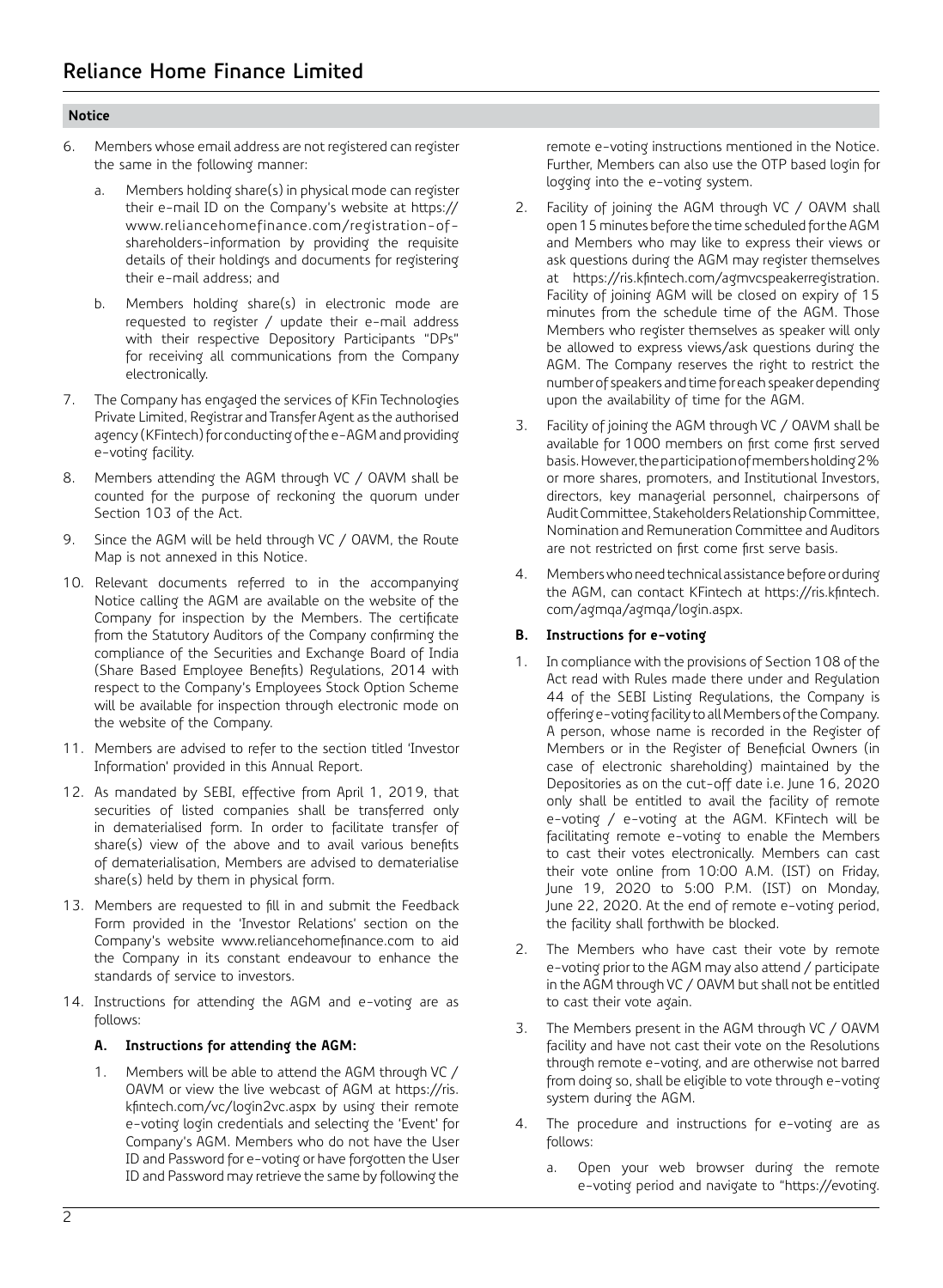**Notice**

6. Members whose email address are not registered can register the same in the following manner:

   a. Members holding share(s) in physical mode can register their e-mail ID on the Company's website at https://www.reliancehomefinance.com/registration-of-shareholders-information by providing the requisite details of their holdings and documents for registering their e-mail address; and

   b. Members holding share(s) in electronic mode are requested to register / update their e-mail address with their respective Depository Participants "DPs" for receiving all communications from the Company electronically.

7. The Company has engaged the services of KFin Technologies Private Limited, Registrar and Transfer Agent as the authorised agency (KFintech) for conducting of the e-AGM and providing e-voting facility.

8. Members attending the AGM through VC / OAVM shall be counted for the purpose of reckoning the quorum under Section 103 of the Act.

9. Since the AGM will be held through VC / OAVM, the Route Map is not annexed in this Notice.

10. Relevant documents referred to in the accompanying Notice calling the AGM are available on the website of the Company for inspection by the Members. The certificate from the Statutory Auditors of the Company confirming the compliance of the Securities and Exchange Board of India (Share Based Employee Benefits) Regulations, 2014 with respect to the Company's Employees Stock Option Scheme will be available for inspection through electronic mode on the website of the Company.

11. Members are advised to refer to the section titled 'Investor Information' provided in this Annual Report.

12. As mandated by SEBI, effective from April 1, 2019, that securities of listed companies shall be transferred only in dematerialised form. In order to facilitate transfer of share(s) view of the above and to avail various benefits of dematerialisation, Members are advised to dematerialise share(s) held by them in physical form.

13. Members are requested to fill in and submit the Feedback Form provided in the 'Investor Relations' section on the Company's website www.reliancehomefinance.com to aid the Company in its constant endeavour to enhance the standards of service to investors.

14. Instructions for attending the AGM and e-voting are as follows:

### A. Instructions for attending the AGM:

1. Members will be able to attend the AGM through VC / OAVM or view the live webcast of AGM at https://ris.kfintech.com/vc/login2vc.aspx by using their remote e-voting login credentials and selecting the 'Event' for Company's AGM. Members who do not have the User ID and Password for e-voting or have forgotten the User ID and Password may retrieve the same by following the remote e-voting instructions mentioned in the Notice. Further, Members can also use the OTP based login for logging into the e-voting system.

2. Facility of joining the AGM through VC / OAVM shall open 15 minutes before the time scheduled for the AGM and Members who may like to express their views or ask questions during the AGM may register themselves at https://ris.kfintech.com/agmvcspeakerregistration. Facility of joining AGM will be closed on expiry of 15 minutes from the schedule time of the AGM. Those Members who register themselves as speaker will only be allowed to express views/ask questions during the AGM. The Company reserves the right to restrict the number of speakers and time for each speaker depending upon the availability of time for the AGM.

3. Facility of joining the AGM through VC / OAVM shall be available for 1000 members on first come first served basis. However, the participation of members holding 2% or more shares, promoters, and Institutional Investors, directors, key managerial personnel, chairpersons of Audit Committee, Stakeholders Relationship Committee, Nomination and Remuneration Committee and Auditors are not restricted on first come first serve basis.

4. Members who need technical assistance before or during the AGM, can contact KFintech at https://ris.kfintech.com/agmqa/agmqa/login.aspx.

### B. Instructions for e-voting

1. In compliance with the provisions of Section 108 of the Act read with Rules made there under and Regulation 44 of the SEBI Listing Regulations, the Company is offering e-voting facility to all Members of the Company. A person, whose name is recorded in the Register of Members or in the Register of Beneficial Owners (in case of electronic shareholding) maintained by the Depositories as on the cut-off date i.e. June 16, 2020 only shall be entitled to avail the facility of remote e-voting / e-voting at the AGM. KFintech will be facilitating remote e-voting to enable the Members to cast their votes electronically. Members can cast their vote online from 10:00 A.M. (IST) on Friday, June 19, 2020 to 5:00 P.M. (IST) on Monday, June 22, 2020. At the end of remote e-voting period, the facility shall forthwith be blocked.

2. The Members who have cast their vote by remote e-voting prior to the AGM may also attend / participate in the AGM through VC / OAVM but shall not be entitled to cast their vote again.

3. The Members present in the AGM through VC / OAVM facility and have not cast their vote on the Resolutions through remote e-voting, and are otherwise not barred from doing so, shall be eligible to vote through e-voting system during the AGM.

4. The procedure and instructions for e-voting are as follows:

   a. Open your web browser during the remote e-voting period and navigate to "https://evoting.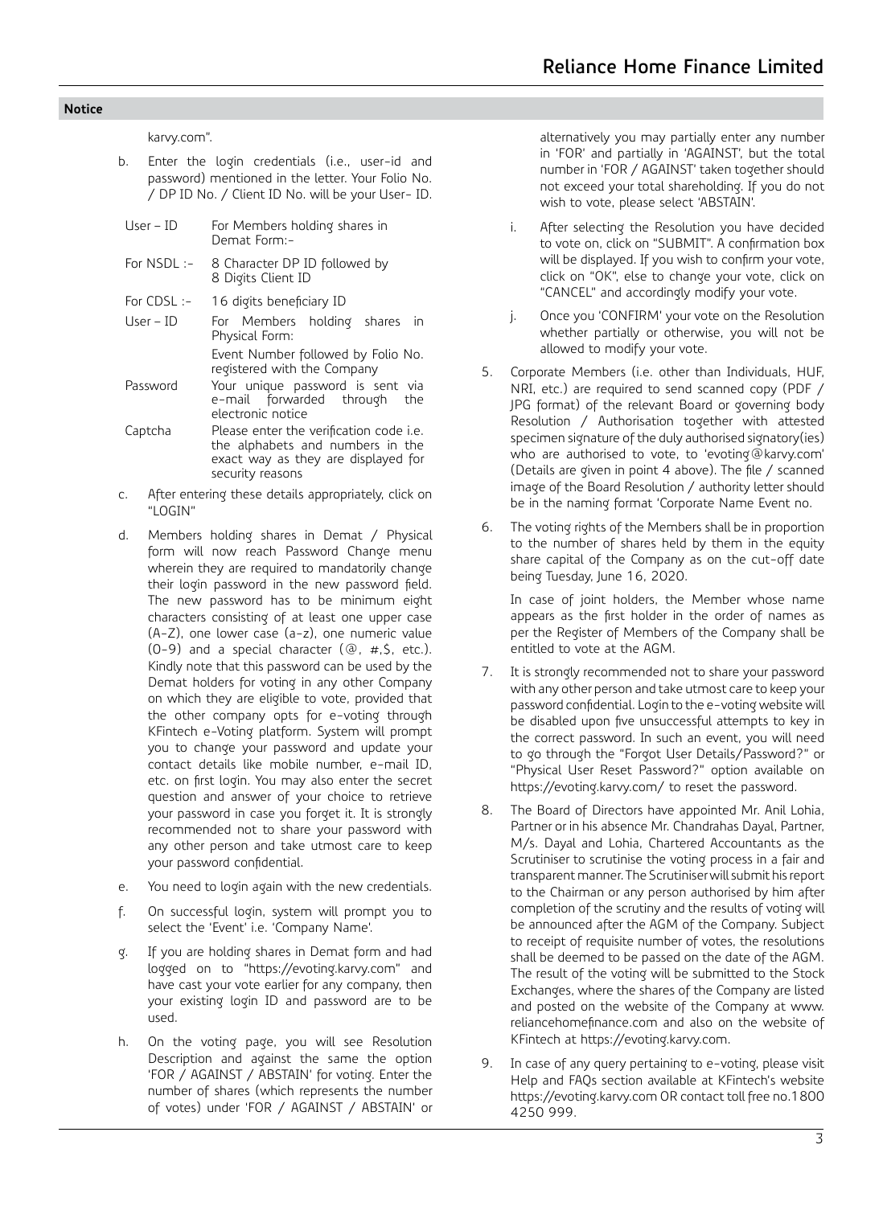karvy.com".

b. Enter the login credentials (i.e., user-id and password) mentioned in the letter. Your Folio No. / DP ID No. / Client ID No. will be your User- ID.

| | |
|---|---|
| User – ID | For Members holding shares in Demat Form:- |
| For NSDL :- | 8 Character DP ID followed by 8 Digits Client ID |
| For CDSL :- | 16 digits beneficiary ID |
| User – ID | For Members holding shares in Physical Form: Event Number followed by Folio No. registered with the Company |
| Password | Your unique password is sent via e-mail forwarded through the electronic notice |
| Captcha | Please enter the verification code i.e. the alphabets and numbers in the exact way as they are displayed for security reasons |

c. After entering these details appropriately, click on "LOGIN"

d. Members holding shares in Demat / Physical form will now reach Password Change menu wherein they are required to mandatorily change their login password in the new password field. The new password has to be minimum eight characters consisting of at least one upper case (A-Z), one lower case (a-z), one numeric value (0-9) and a special character (@, #,$, etc.). Kindly note that this password can be used by the Demat holders for voting in any other Company on which they are eligible to vote, provided that the other company opts for e-voting through KFintech e-Voting platform. System will prompt you to change your password and update your contact details like mobile number, e-mail ID, etc. on first login. You may also enter the secret question and answer of your choice to retrieve your password in case you forget it. It is strongly recommended not to share your password with any other person and take utmost care to keep your password confidential.

e. You need to login again with the new credentials.

f. On successful login, system will prompt you to select the 'Event' i.e. 'Company Name'.

g. If you are holding shares in Demat form and had logged on to "https://evoting.karvy.com" and have cast your vote earlier for any company, then your existing login ID and password are to be used.

h. On the voting page, you will see Resolution Description and against the same the option 'FOR / AGAINST / ABSTAIN' for voting. Enter the number of shares (which represents the number of votes) under 'FOR / AGAINST / ABSTAIN' or alternatively you may partially enter any number in 'FOR' and partially in 'AGAINST', but the total number in 'FOR / AGAINST' taken together should not exceed your total shareholding. If you do not wish to vote, please select 'ABSTAIN'.

i. After selecting the Resolution you have decided to vote on, click on "SUBMIT". A confirmation box will be displayed. If you wish to confirm your vote, click on "OK", else to change your vote, click on "CANCEL" and accordingly modify your vote.

j. Once you 'CONFIRM' your vote on the Resolution whether partially or otherwise, you will not be allowed to modify your vote.

5. Corporate Members (i.e. other than Individuals, HUF, NRI, etc.) are required to send scanned copy (PDF / JPG format) of the relevant Board or governing body Resolution / Authorisation together with attested specimen signature of the duly authorised signatory(ies) who are authorised to vote, to 'evoting@karvy.com' (Details are given in point 4 above). The file / scanned image of the Board Resolution / authority letter should be in the naming format 'Corporate Name Event no.

6. The voting rights of the Members shall be in proportion to the number of shares held by them in the equity share capital of the Company as on the cut-off date being Tuesday, June 16, 2020.

   In case of joint holders, the Member whose name appears as the first holder in the order of names as per the Register of Members of the Company shall be entitled to vote at the AGM.

7. It is strongly recommended not to share your password with any other person and take utmost care to keep your password confidential. Login to the e-voting website will be disabled upon five unsuccessful attempts to key in the correct password. In such an event, you will need to go through the "Forgot User Details/Password?" or "Physical User Reset Password?" option available on https://evoting.karvy.com/ to reset the password.

8. The Board of Directors have appointed Mr. Anil Lohia, Partner or in his absence Mr. Chandrahas Dayal, Partner, M/s. Dayal and Lohia, Chartered Accountants as the Scrutiniser to scrutinise the voting process in a fair and transparent manner. The Scrutiniser will submit his report to the Chairman or any person authorised by him after completion of the scrutiny and the results of voting will be announced after the AGM of the Company. Subject to receipt of requisite number of votes, the resolutions shall be deemed to be passed on the date of the AGM. The result of the voting will be submitted to the Stock Exchanges, where the shares of the Company are listed and posted on the website of the Company at www.reliancehomefinance.com and also on the website of KFintech at https://evoting.karvy.com.

9. In case of any query pertaining to e-voting, please visit Help and FAQs section available at KFintech's website https://evoting.karvy.com OR contact toll free no.1800 4250 999.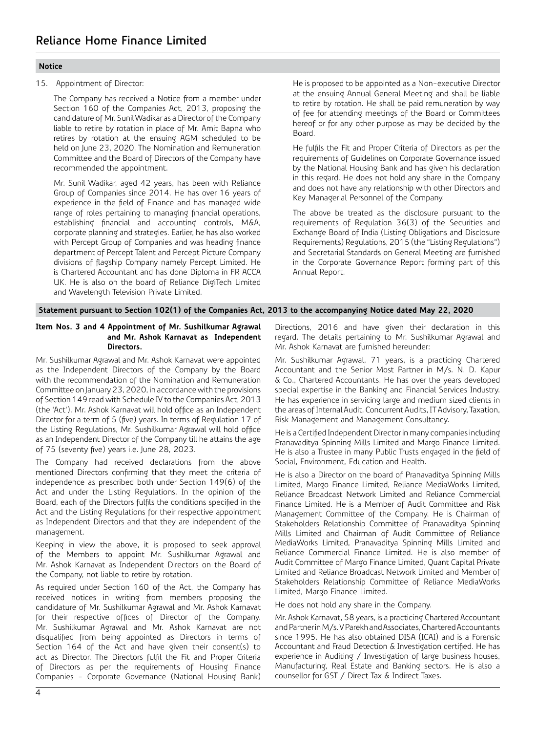## Notice

15. Appointment of Director:

    The Company has received a Notice from a member under Section 160 of the Companies Act, 2013, proposing the candidature of Mr. Sunil Wadikar as a Director of the Company liable to retire by rotation in place of Mr. Amit Bapna who retires by rotation at the ensuing AGM scheduled to be held on June 23, 2020. The Nomination and Remuneration Committee and the Board of Directors of the Company have recommended the appointment.

    Mr. Sunil Wadikar, aged 42 years, has been with Reliance Group of Companies since 2014. He has over 16 years of experience in the field of Finance and has managed wide range of roles pertaining to managing financial operations, establishing financial and accounting controls, M&A, corporate planning and strategies. Earlier, he has also worked with Percept Group of Companies and was heading finance department of Percept Talent and Percept Picture Company divisions of flagship Company namely Percept Limited. He is Chartered Accountant and has done Diploma in FR ACCA UK. He is also on the board of Reliance DigiTech Limited and Wavelength Television Private Limited.

    He is proposed to be appointed as a Non-executive Director at the ensuing Annual General Meeting and shall be liable to retire by rotation. He shall be paid remuneration by way of fee for attending meetings of the Board or Committees hereof or for any other purpose as may be decided by the Board.

    He fulfils the Fit and Proper Criteria of Directors as per the requirements of Guidelines on Corporate Governance issued by the National Housing Bank and has given his declaration in this regard. He does not hold any share in the Company and does not have any relationship with other Directors and Key Managerial Personnel of the Company.

    The above be treated as the disclosure pursuant to the requirements of Regulation 36(3) of the Securities and Exchange Board of India (Listing Obligations and Disclosure Requirements) Regulations, 2015 (the "Listing Regulations") and Secretarial Standards on General Meeting are furnished in the Corporate Governance Report forming part of this Annual Report.

## Statement pursuant to Section 102(1) of the Companies Act, 2013 to the accompanying Notice dated May 22, 2020

### Item Nos. 3 and 4 Appointment of Mr. Sushilkumar Agrawal and Mr. Ashok Karnavat as Independent Directors.

Mr. Sushilkumar Agrawal and Mr. Ashok Karnavat were appointed as the Independent Directors of the Company by the Board with the recommendation of the Nomination and Remuneration Committee on January 23, 2020, in accordance with the provisions of Section 149 read with Schedule IV to the Companies Act, 2013 (the 'Act'). Mr. Ashok Karnavat will hold office as an Independent Director for a term of 5 (five) years. In terms of Regulation 17 of the Listing Regulations, Mr. Sushilkumar Agrawal will hold office as an Independent Director of the Company till he attains the age of 75 (seventy five) years i.e. June 28, 2023.

The Company had received declarations from the above mentioned Directors confirming that they meet the criteria of independence as prescribed both under Section 149(6) of the Act and under the Listing Regulations. In the opinion of the Board, each of the Directors fulfils the conditions specified in the Act and the Listing Regulations for their respective appointment as Independent Directors and that they are independent of the management.

Keeping in view the above, it is proposed to seek approval of the Members to appoint Mr. Sushilkumar Agrawal and Mr. Ashok Karnavat as Independent Directors on the Board of the Company, not liable to retire by rotation.

As required under Section 160 of the Act, the Company has received notices in writing from members proposing the candidature of Mr. Sushilkumar Agrawal and Mr. Ashok Karnavat for their respective offices of Director of the Company. Mr. Sushilkumar Agrawal and Mr. Ashok Karnavat are not disqualified from being appointed as Directors in terms of Section 164 of the Act and have given their consent(s) to act as Director. The Directors fulfil the Fit and Proper Criteria of Directors as per the requirements of Housing Finance Companies - Corporate Governance (National Housing Bank) Directions, 2016 and have given their declaration in this regard. The details pertaining to Mr. Sushilkumar Agrawal and Mr. Ashok Karnavat are furnished hereunder:

Mr. Sushilkumar Agrawal, 71 years, is a practicing Chartered Accountant and the Senior Most Partner in M/s. N. D. Kapur & Co., Chartered Accountants. He has over the years developed special expertise in the Banking and Financial Services Industry. He has experience in servicing large and medium sized clients in the areas of Internal Audit, Concurrent Audits, IT Advisory, Taxation, Risk Management and Management Consultancy.

He is a Certified Independent Director in many companies including Pranavaditya Spinning Mills Limited and Margo Finance Limited. He is also a Trustee in many Public Trusts engaged in the field of Social, Environment, Education and Health.

He is also a Director on the board of Pranavaditya Spinning Mills Limited, Margo Finance Limited, Reliance MediaWorks Limited, Reliance Broadcast Network Limited and Reliance Commercial Finance Limited. He is a Member of Audit Committee and Risk Management Committee of the Company. He is Chairman of Stakeholders Relationship Committee of Pranavaditya Spinning Mills Limited and Chairman of Audit Committee of Reliance MediaWorks Limited, Pranavaditya Spinning Mills Limited and Reliance Commercial Finance Limited. He is also member of Audit Committee of Margo Finance Limited, Quant Capital Private Limited and Reliance Broadcast Network Limited and Member of Stakeholders Relationship Committee of Reliance MediaWorks Limited, Margo Finance Limited.

He does not hold any share in the Company.

Mr. Ashok Karnavat, 58 years, is a practicing Chartered Accountant and Partner in M/s. V Parekh and Associates, Chartered Accountants since 1995. He has also obtained DISA (ICAI) and is a Forensic Accountant and Fraud Detection & Investigation certified. He has experience in Auditing / Investigation of large business houses, Manufacturing, Real Estate and Banking sectors. He is also a counsellor for GST / Direct Tax & Indirect Taxes.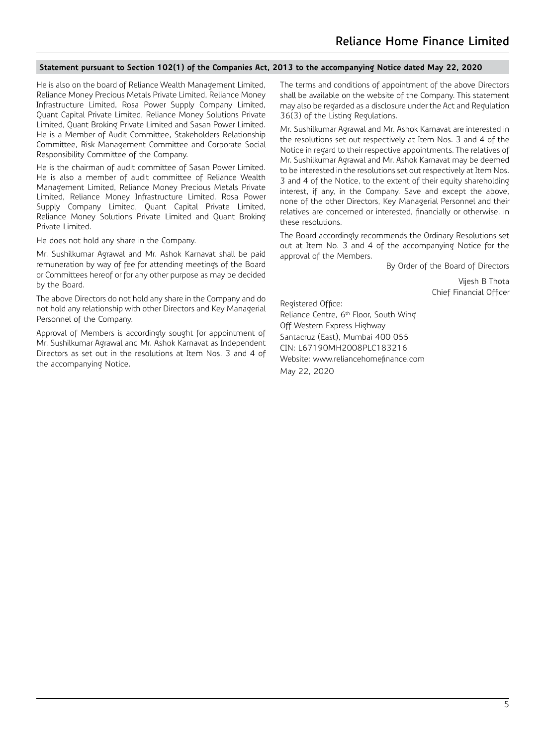## Statement pursuant to Section 102(1) of the Companies Act, 2013 to the accompanying Notice dated May 22, 2020

He is also on the board of Reliance Wealth Management Limited, Reliance Money Precious Metals Private Limited, Reliance Money Infrastructure Limited, Rosa Power Supply Company Limited, Quant Capital Private Limited, Reliance Money Solutions Private Limited, Quant Broking Private Limited and Sasan Power Limited. He is a Member of Audit Committee, Stakeholders Relationship Committee, Risk Management Committee and Corporate Social Responsibility Committee of the Company.

He is the chairman of audit committee of Sasan Power Limited. He is also a member of audit committee of Reliance Wealth Management Limited, Reliance Money Precious Metals Private Limited, Reliance Money Infrastructure Limited, Rosa Power Supply Company Limited, Quant Capital Private Limited, Reliance Money Solutions Private Limited and Quant Broking Private Limited.

He does not hold any share in the Company.

Mr. Sushilkumar Agrawal and Mr. Ashok Karnavat shall be paid remuneration by way of fee for attending meetings of the Board or Committees hereof or for any other purpose as may be decided by the Board.

The above Directors do not hold any share in the Company and do not hold any relationship with other Directors and Key Managerial Personnel of the Company.

Approval of Members is accordingly sought for appointment of Mr. Sushilkumar Agrawal and Mr. Ashok Karnavat as Independent Directors as set out in the resolutions at Item Nos. 3 and 4 of the accompanying Notice.

The terms and conditions of appointment of the above Directors shall be available on the website of the Company. This statement may also be regarded as a disclosure under the Act and Regulation 36(3) of the Listing Regulations.

Mr. Sushilkumar Agrawal and Mr. Ashok Karnavat are interested in the resolutions set out respectively at Item Nos. 3 and 4 of the Notice in regard to their respective appointments. The relatives of Mr. Sushilkumar Agrawal and Mr. Ashok Karnavat may be deemed to be interested in the resolutions set out respectively at Item Nos. 3 and 4 of the Notice, to the extent of their equity shareholding interest, if any, in the Company. Save and except the above, none of the other Directors, Key Managerial Personnel and their relatives are concerned or interested, financially or otherwise, in these resolutions.

The Board accordingly recommends the Ordinary Resolutions set out at Item No. 3 and 4 of the accompanying Notice for the approval of the Members.

By Order of the Board of Directors

Vijesh B Thota
Chief Financial Officer

Registered Office:
Reliance Centre, 6th Floor, South Wing
Off Western Express Highway
Santacruz (East), Mumbai 400 055
CIN: L67190MH2008PLC183216
Website: www.reliancehomefinance.com
May 22, 2020